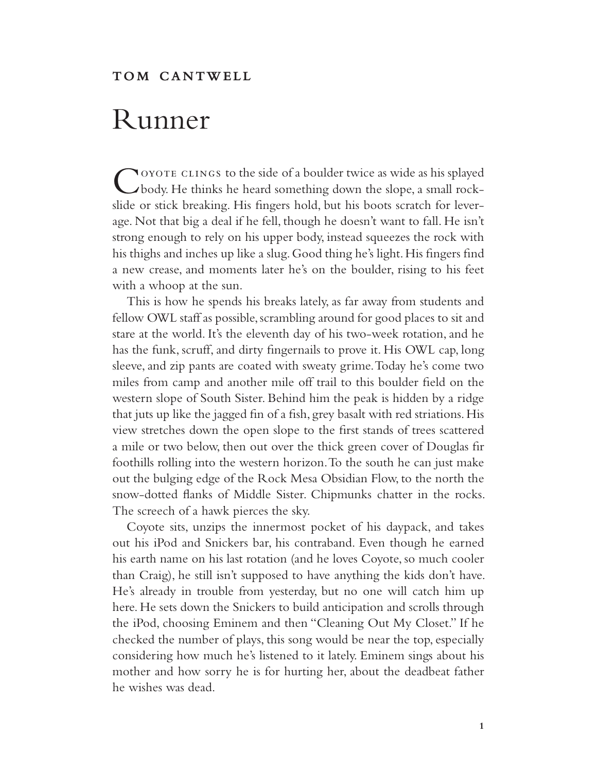TOM CANTWELL

# Runner

Coyote clings to the side of a boulder twice as wide as his splayed body. He thinks he heard something down the slope, a small rock-slide or stick breaking. His fingers hold, but his boots scratch for leverage. Not that big a deal if he fell, though he doesn't want to fall. He isn't strong enough to rely on his upper body, instead squeezes the rock with his thighs and inches up like a slug. Good thing he's light. His fingers find a new crease, and moments later he's on the boulder, rising to his feet with a whoop at the sun.

This is how he spends his breaks lately, as far away from students and fellow OWL staff as possible, scrambling around for good places to sit and stare at the world. It's the eleventh day of his two-week rotation, and he has the funk, scruff, and dirty fingernails to prove it. His OWL cap, long sleeve, and zip pants are coated with sweaty grime. Today he's come two miles from camp and another mile off trail to this boulder field on the western slope of South Sister. Behind him the peak is hidden by a ridge that juts up like the jagged fin of a fish, grey basalt with red striations. His view stretches down the open slope to the first stands of trees scattered a mile or two below, then out over the thick green cover of Douglas fir foothills rolling into the western horizon. To the south he can just make out the bulging edge of the Rock Mesa Obsidian Flow, to the north the snow-dotted flanks of Middle Sister. Chipmunks chatter in the rocks. The screech of a hawk pierces the sky.

Coyote sits, unzips the innermost pocket of his daypack, and takes out his iPod and Snickers bar, his contraband. Even though he earned his earth name on his last rotation (and he loves Coyote, so much cooler than Craig), he still isn't supposed to have anything the kids don't have. He's already in trouble from yesterday, but no one will catch him up here. He sets down the Snickers to build anticipation and scrolls through the iPod, choosing Eminem and then "Cleaning Out My Closet." If he checked the number of plays, this song would be near the top, especially considering how much he's listened to it lately. Eminem sings about his mother and how sorry he is for hurting her, about the deadbeat father he wishes was dead.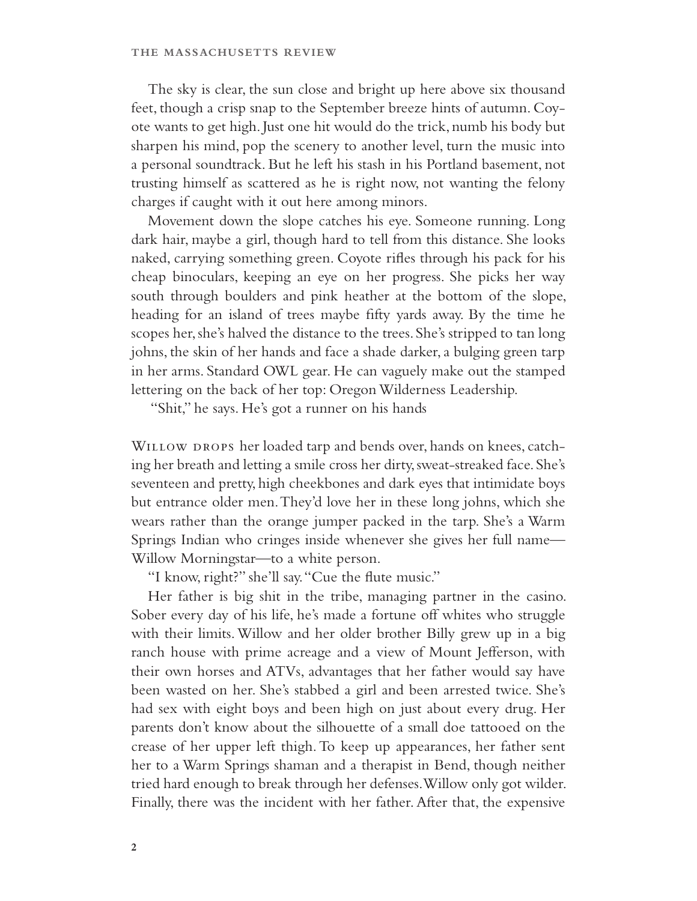The sky is clear, the sun close and bright up here above six thousand feet, though a crisp snap to the September breeze hints of autumn. Coyote wants to get high. Just one hit would do the trick, numb his body but sharpen his mind, pop the scenery to another level, turn the music into a personal soundtrack. But he left his stash in his Portland basement, not trusting himself as scattered as he is right now, not wanting the felony charges if caught with it out here among minors.

Movement down the slope catches his eye. Someone running. Long dark hair, maybe a girl, though hard to tell from this distance. She looks naked, carrying something green. Coyote rifles through his pack for his cheap binoculars, keeping an eye on her progress. She picks her way south through boulders and pink heather at the bottom of the slope, heading for an island of trees maybe fifty yards away. By the time he scopes her, she's halved the distance to the trees. She's stripped to tan long johns, the skin of her hands and face a shade darker, a bulging green tarp in her arms. Standard OWL gear. He can vaguely make out the stamped lettering on the back of her top: Oregon Wilderness Leadership.

"Shit," he says. He's got a runner on his hands

Willow drops her loaded tarp and bends over, hands on knees, catching her breath and letting a smile cross her dirty, sweat-streaked face. She's seventeen and pretty, high cheekbones and dark eyes that intimidate boys but entrance older men. They'd love her in these long johns, which she wears rather than the orange jumper packed in the tarp. She's a Warm Springs Indian who cringes inside whenever she gives her full name—Willow Morningstar—to a white person.

"I know, right?" she'll say. "Cue the flute music."

Her father is big shit in the tribe, managing partner in the casino. Sober every day of his life, he's made a fortune off whites who struggle with their limits. Willow and her older brother Billy grew up in a big ranch house with prime acreage and a view of Mount Jefferson, with their own horses and ATVs, advantages that her father would say have been wasted on her. She's stabbed a girl and been arrested twice. She's had sex with eight boys and been high on just about every drug. Her parents don't know about the silhouette of a small doe tattooed on the crease of her upper left thigh. To keep up appearances, her father sent her to a Warm Springs shaman and a therapist in Bend, though neither tried hard enough to break through her defenses. Willow only got wilder. Finally, there was the incident with her father. After that, the expensive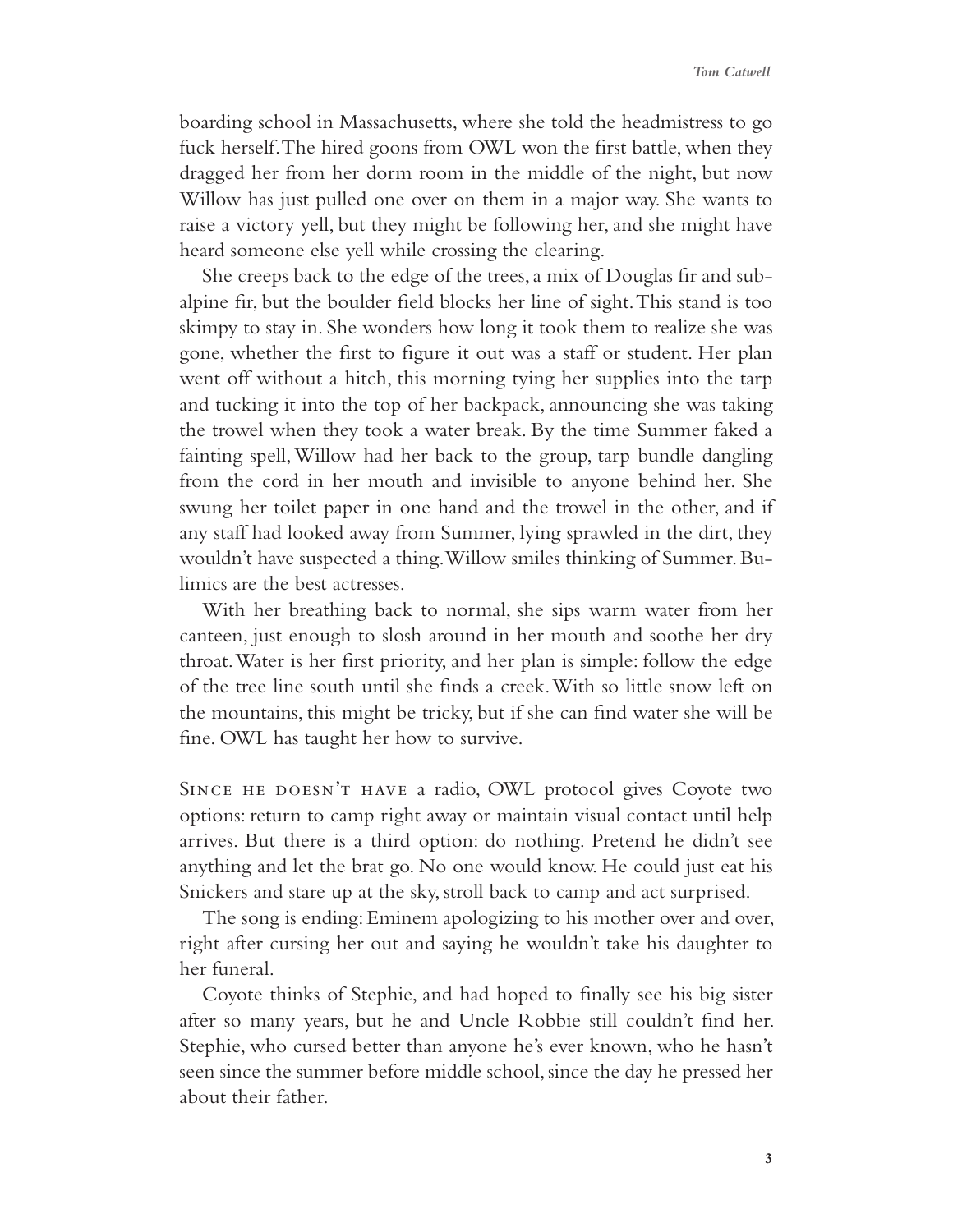boarding school in Massachusetts, where she told the headmistress to go fuck herself. The hired goons from OWL won the first battle, when they dragged her from her dorm room in the middle of the night, but now Willow has just pulled one over on them in a major way. She wants to raise a victory yell, but they might be following her, and she might have heard someone else yell while crossing the clearing.

She creeps back to the edge of the trees, a mix of Douglas fir and subalpine fir, but the boulder field blocks her line of sight. This stand is too skimpy to stay in. She wonders how long it took them to realize she was gone, whether the first to figure it out was a staff or student. Her plan went off without a hitch, this morning tying her supplies into the tarp and tucking it into the top of her backpack, announcing she was taking the trowel when they took a water break. By the time Summer faked a fainting spell, Willow had her back to the group, tarp bundle dangling from the cord in her mouth and invisible to anyone behind her. She swung her toilet paper in one hand and the trowel in the other, and if any staff had looked away from Summer, lying sprawled in the dirt, they wouldn't have suspected a thing. Willow smiles thinking of Summer. Bulimics are the best actresses.

With her breathing back to normal, she sips warm water from her canteen, just enough to slosh around in her mouth and soothe her dry throat. Water is her first priority, and her plan is simple: follow the edge of the tree line south until she finds a creek. With so little snow left on the mountains, this might be tricky, but if she can find water she will be fine. OWL has taught her how to survive.

Since he doesn't have a radio, OWL protocol gives Coyote two options: return to camp right away or maintain visual contact until help arrives. But there is a third option: do nothing. Pretend he didn't see anything and let the brat go. No one would know. He could just eat his Snickers and stare up at the sky, stroll back to camp and act surprised.

The song is ending: Eminem apologizing to his mother over and over, right after cursing her out and saying he wouldn't take his daughter to her funeral.

Coyote thinks of Stephie, and had hoped to finally see his big sister after so many years, but he and Uncle Robbie still couldn't find her. Stephie, who cursed better than anyone he's ever known, who he hasn't seen since the summer before middle school, since the day he pressed her about their father.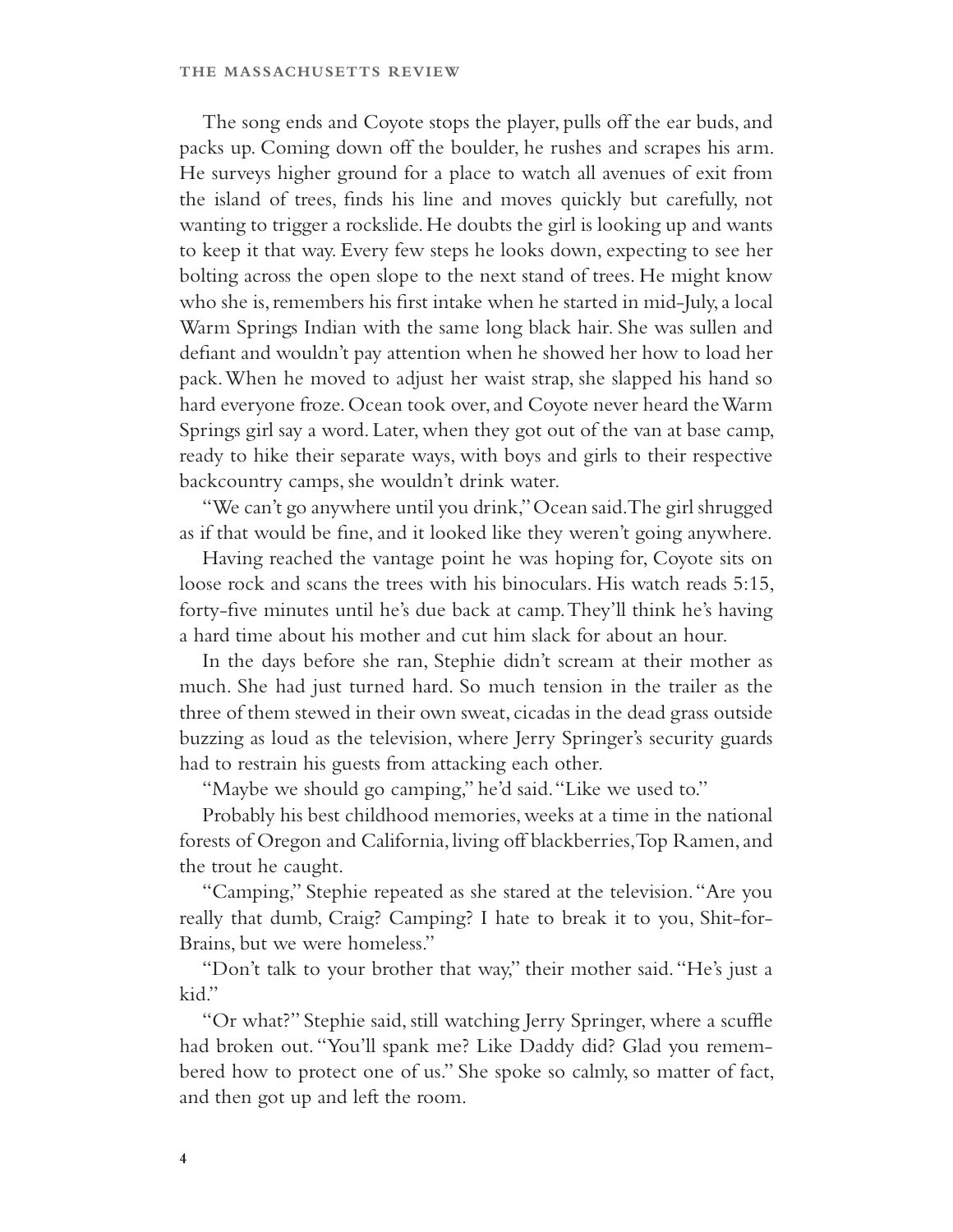The song ends and Coyote stops the player, pulls off the ear buds, and packs up. Coming down off the boulder, he rushes and scrapes his arm. He surveys higher ground for a place to watch all avenues of exit from the island of trees, finds his line and moves quickly but carefully, not wanting to trigger a rockslide. He doubts the girl is looking up and wants to keep it that way. Every few steps he looks down, expecting to see her bolting across the open slope to the next stand of trees. He might know who she is, remembers his first intake when he started in mid-July, a local Warm Springs Indian with the same long black hair. She was sullen and defiant and wouldn't pay attention when he showed her how to load her pack. When he moved to adjust her waist strap, she slapped his hand so hard everyone froze. Ocean took over, and Coyote never heard the Warm Springs girl say a word. Later, when they got out of the van at base camp, ready to hike their separate ways, with boys and girls to their respective backcountry camps, she wouldn't drink water.

"We can't go anywhere until you drink," Ocean said. The girl shrugged as if that would be fine, and it looked like they weren't going anywhere.

Having reached the vantage point he was hoping for, Coyote sits on loose rock and scans the trees with his binoculars. His watch reads 5:15, forty-five minutes until he's due back at camp. They'll think he's having a hard time about his mother and cut him slack for about an hour.

In the days before she ran, Stephie didn't scream at their mother as much. She had just turned hard. So much tension in the trailer as the three of them stewed in their own sweat, cicadas in the dead grass outside buzzing as loud as the television, where Jerry Springer's security guards had to restrain his guests from attacking each other.

"Maybe we should go camping," he'd said. "Like we used to."

Probably his best childhood memories, weeks at a time in the national forests of Oregon and California, living off blackberries, Top Ramen, and the trout he caught.

"Camping," Stephie repeated as she stared at the television. "Are you really that dumb, Craig? Camping? I hate to break it to you, Shit-for-Brains, but we were homeless."

"Don't talk to your brother that way," their mother said. "He's just a kid."

"Or what?" Stephie said, still watching Jerry Springer, where a scuffle had broken out. "You'll spank me? Like Daddy did? Glad you remembered how to protect one of us." She spoke so calmly, so matter of fact, and then got up and left the room.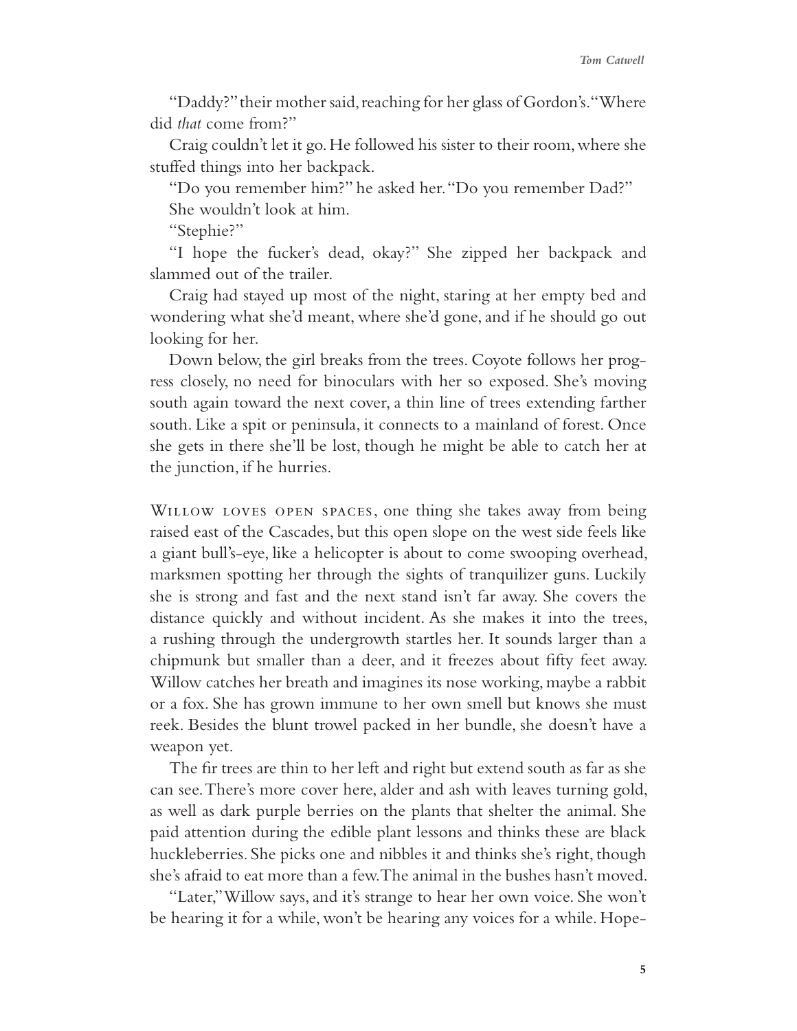"Daddy?" their mother said, reaching for her glass of Gordon's. "Where did *that* come from?"

Craig couldn't let it go. He followed his sister to their room, where she stuffed things into her backpack.

"Do you remember him?" he asked her. "Do you remember Dad?"

She wouldn't look at him.

"Stephie?"

"I hope the fucker's dead, okay?" She zipped her backpack and slammed out of the trailer.

Craig had stayed up most of the night, staring at her empty bed and wondering what she'd meant, where she'd gone, and if he should go out looking for her.

Down below, the girl breaks from the trees. Coyote follows her progress closely, no need for binoculars with her so exposed. She's moving south again toward the next cover, a thin line of trees extending farther south. Like a spit or peninsula, it connects to a mainland of forest. Once she gets in there she'll be lost, though he might be able to catch her at the junction, if he hurries.

Willow loves open spaces, one thing she takes away from being raised east of the Cascades, but this open slope on the west side feels like a giant bull's-eye, like a helicopter is about to come swooping overhead, marksmen spotting her through the sights of tranquilizer guns. Luckily she is strong and fast and the next stand isn't far away. She covers the distance quickly and without incident. As she makes it into the trees, a rushing through the undergrowth startles her. It sounds larger than a chipmunk but smaller than a deer, and it freezes about fifty feet away. Willow catches her breath and imagines its nose working, maybe a rabbit or a fox. She has grown immune to her own smell but knows she must reek. Besides the blunt trowel packed in her bundle, she doesn't have a weapon yet.

The fir trees are thin to her left and right but extend south as far as she can see. There's more cover here, alder and ash with leaves turning gold, as well as dark purple berries on the plants that shelter the animal. She paid attention during the edible plant lessons and thinks these are black huckleberries. She picks one and nibbles it and thinks she's right, though she's afraid to eat more than a few. The animal in the bushes hasn't moved.

"Later," Willow says, and it's strange to hear her own voice. She won't be hearing it for a while, won't be hearing any voices for a while. Hope-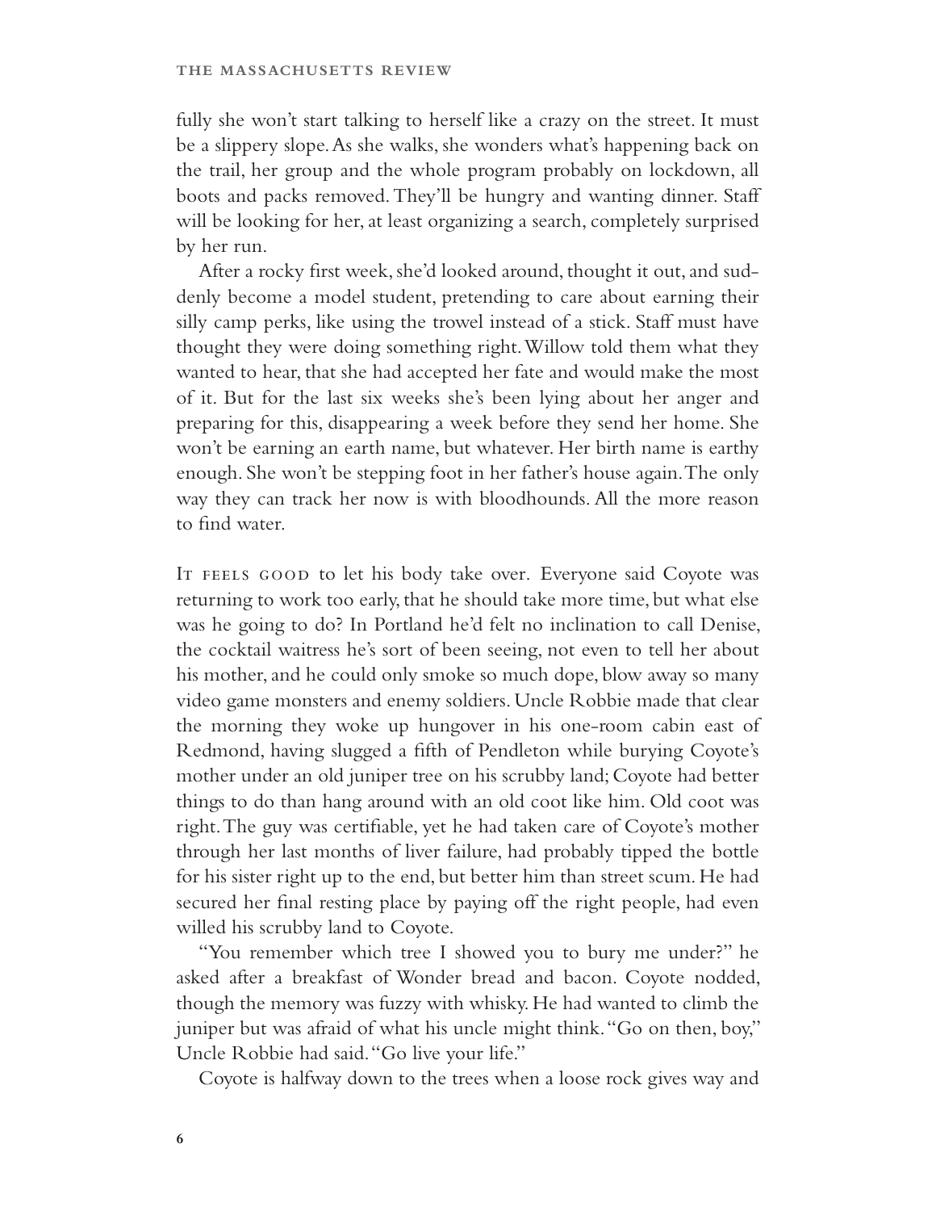fully she won't start talking to herself like a crazy on the street. It must be a slippery slope. As she walks, she wonders what's happening back on the trail, her group and the whole program probably on lockdown, all boots and packs removed. They'll be hungry and wanting dinner. Staff will be looking for her, at least organizing a search, completely surprised by her run.

After a rocky first week, she'd looked around, thought it out, and suddenly become a model student, pretending to care about earning their silly camp perks, like using the trowel instead of a stick. Staff must have thought they were doing something right. Willow told them what they wanted to hear, that she had accepted her fate and would make the most of it. But for the last six weeks she's been lying about her anger and preparing for this, disappearing a week before they send her home. She won't be earning an earth name, but whatever. Her birth name is earthy enough. She won't be stepping foot in her father's house again. The only way they can track her now is with bloodhounds. All the more reason to find water.

It feels good to let his body take over. Everyone said Coyote was returning to work too early, that he should take more time, but what else was he going to do? In Portland he'd felt no inclination to call Denise, the cocktail waitress he's sort of been seeing, not even to tell her about his mother, and he could only smoke so much dope, blow away so many video game monsters and enemy soldiers. Uncle Robbie made that clear the morning they woke up hungover in his one-room cabin east of Redmond, having slugged a fifth of Pendleton while burying Coyote's mother under an old juniper tree on his scrubby land; Coyote had better things to do than hang around with an old coot like him. Old coot was right. The guy was certifiable, yet he had taken care of Coyote's mother through her last months of liver failure, had probably tipped the bottle for his sister right up to the end, but better him than street scum. He had secured her final resting place by paying off the right people, had even willed his scrubby land to Coyote.

"You remember which tree I showed you to bury me under?" he asked after a breakfast of Wonder bread and bacon. Coyote nodded, though the memory was fuzzy with whisky. He had wanted to climb the juniper but was afraid of what his uncle might think. "Go on then, boy," Uncle Robbie had said. "Go live your life."

Coyote is halfway down to the trees when a loose rock gives way and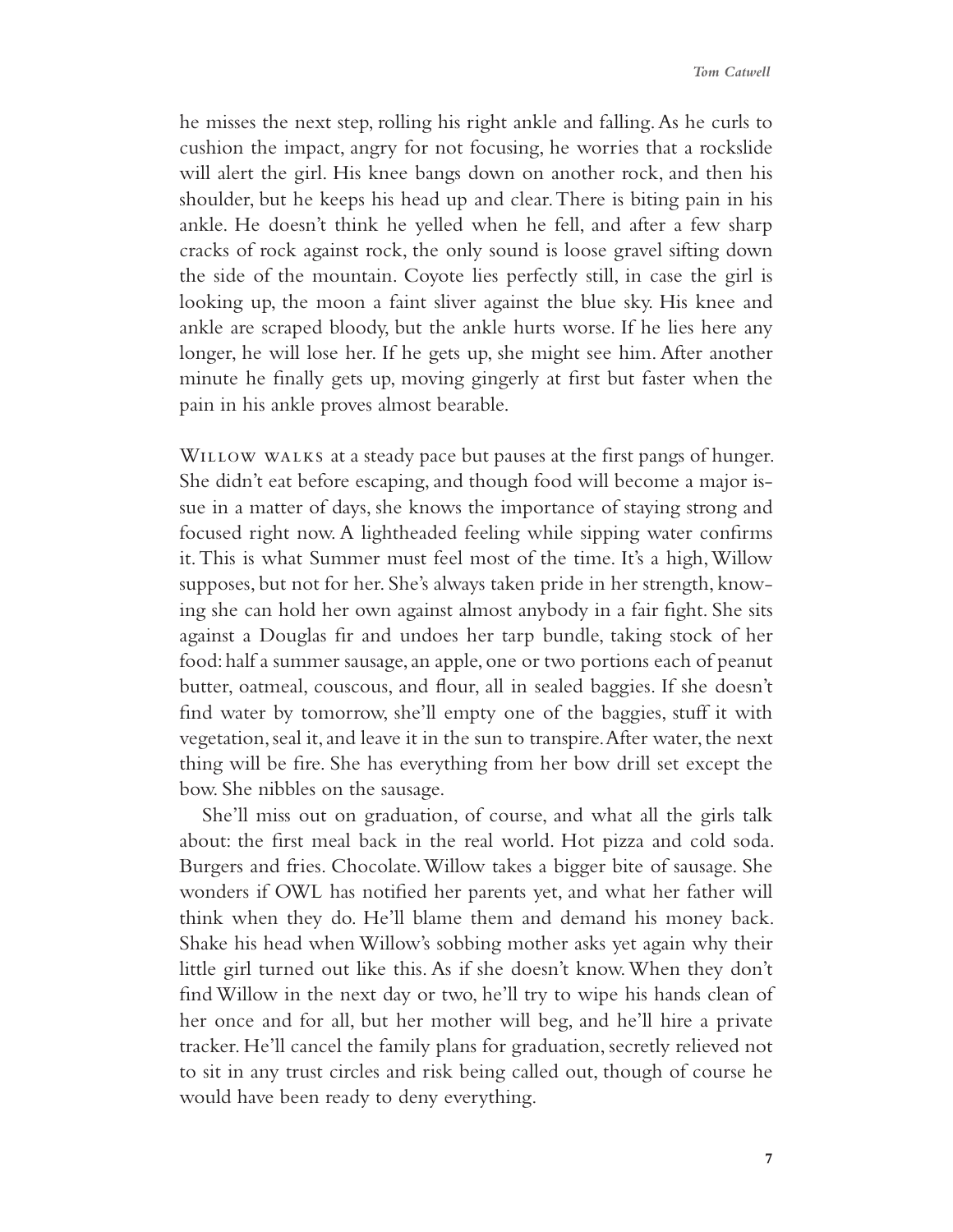he misses the next step, rolling his right ankle and falling. As he curls to cushion the impact, angry for not focusing, he worries that a rockslide will alert the girl. His knee bangs down on another rock, and then his shoulder, but he keeps his head up and clear. There is biting pain in his ankle. He doesn't think he yelled when he fell, and after a few sharp cracks of rock against rock, the only sound is loose gravel sifting down the side of the mountain. Coyote lies perfectly still, in case the girl is looking up, the moon a faint sliver against the blue sky. His knee and ankle are scraped bloody, but the ankle hurts worse. If he lies here any longer, he will lose her. If he gets up, she might see him. After another minute he finally gets up, moving gingerly at first but faster when the pain in his ankle proves almost bearable.

Willow walks at a steady pace but pauses at the first pangs of hunger. She didn't eat before escaping, and though food will become a major issue in a matter of days, she knows the importance of staying strong and focused right now. A lightheaded feeling while sipping water confirms it. This is what Summer must feel most of the time. It's a high, Willow supposes, but not for her. She's always taken pride in her strength, knowing she can hold her own against almost anybody in a fair fight. She sits against a Douglas fir and undoes her tarp bundle, taking stock of her food: half a summer sausage, an apple, one or two portions each of peanut butter, oatmeal, couscous, and flour, all in sealed baggies. If she doesn't find water by tomorrow, she'll empty one of the baggies, stuff it with vegetation, seal it, and leave it in the sun to transpire. After water, the next thing will be fire. She has everything from her bow drill set except the bow. She nibbles on the sausage.

She'll miss out on graduation, of course, and what all the girls talk about: the first meal back in the real world. Hot pizza and cold soda. Burgers and fries. Chocolate. Willow takes a bigger bite of sausage. She wonders if OWL has notified her parents yet, and what her father will think when they do. He'll blame them and demand his money back. Shake his head when Willow's sobbing mother asks yet again why their little girl turned out like this. As if she doesn't know. When they don't find Willow in the next day or two, he'll try to wipe his hands clean of her once and for all, but her mother will beg, and he'll hire a private tracker. He'll cancel the family plans for graduation, secretly relieved not to sit in any trust circles and risk being called out, though of course he would have been ready to deny everything.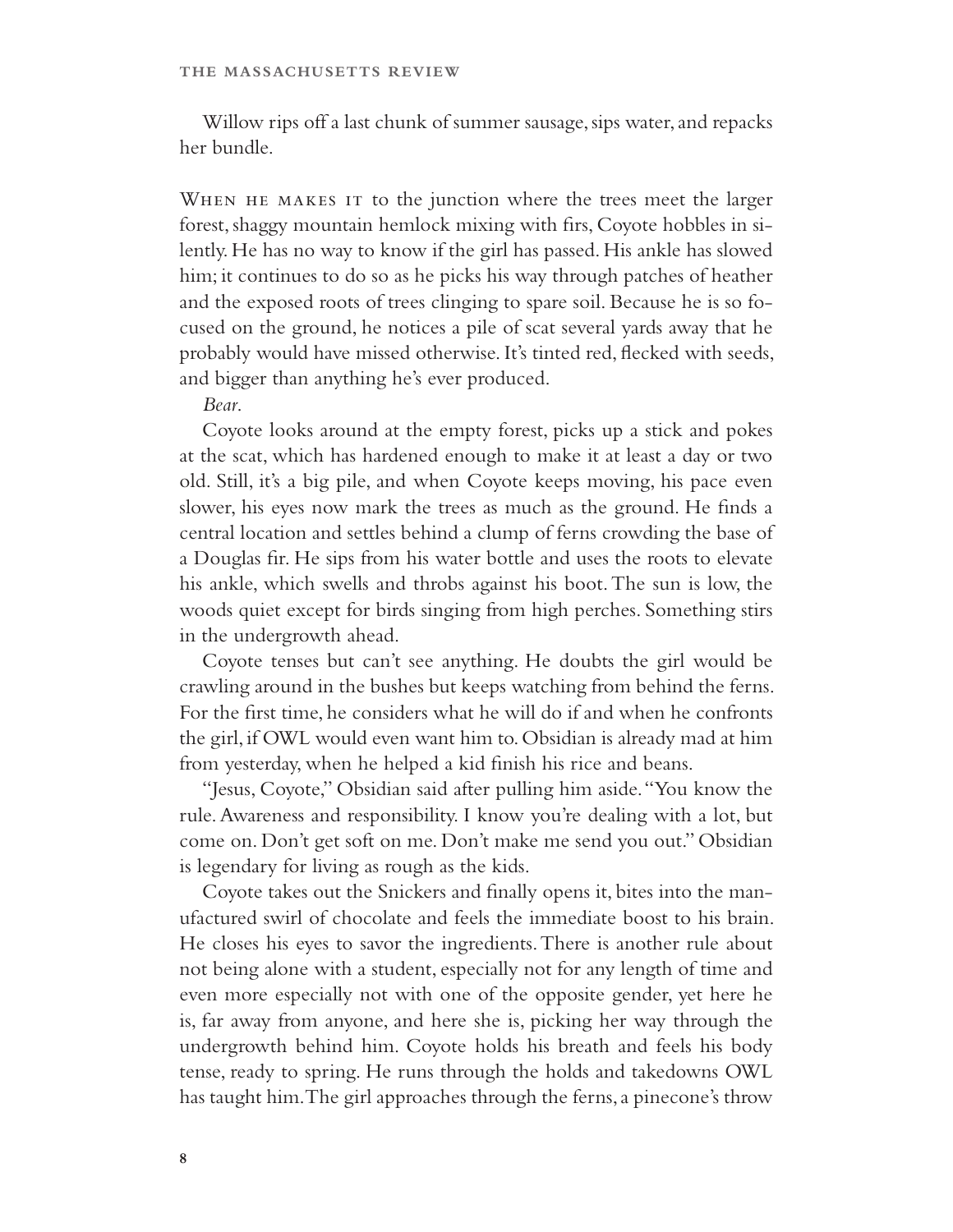Willow rips off a last chunk of summer sausage, sips water, and repacks her bundle.

When he makes it to the junction where the trees meet the larger forest, shaggy mountain hemlock mixing with firs, Coyote hobbles in silently. He has no way to know if the girl has passed. His ankle has slowed him; it continues to do so as he picks his way through patches of heather and the exposed roots of trees clinging to spare soil. Because he is so focused on the ground, he notices a pile of scat several yards away that he probably would have missed otherwise. It's tinted red, flecked with seeds, and bigger than anything he's ever produced.

*Bear.*

Coyote looks around at the empty forest, picks up a stick and pokes at the scat, which has hardened enough to make it at least a day or two old. Still, it's a big pile, and when Coyote keeps moving, his pace even slower, his eyes now mark the trees as much as the ground. He finds a central location and settles behind a clump of ferns crowding the base of a Douglas fir. He sips from his water bottle and uses the roots to elevate his ankle, which swells and throbs against his boot. The sun is low, the woods quiet except for birds singing from high perches. Something stirs in the undergrowth ahead.

Coyote tenses but can't see anything. He doubts the girl would be crawling around in the bushes but keeps watching from behind the ferns. For the first time, he considers what he will do if and when he confronts the girl, if OWL would even want him to. Obsidian is already mad at him from yesterday, when he helped a kid finish his rice and beans.

"Jesus, Coyote," Obsidian said after pulling him aside. "You know the rule. Awareness and responsibility. I know you're dealing with a lot, but come on. Don't get soft on me. Don't make me send you out." Obsidian is legendary for living as rough as the kids.

Coyote takes out the Snickers and finally opens it, bites into the manufactured swirl of chocolate and feels the immediate boost to his brain. He closes his eyes to savor the ingredients. There is another rule about not being alone with a student, especially not for any length of time and even more especially not with one of the opposite gender, yet here he is, far away from anyone, and here she is, picking her way through the undergrowth behind him. Coyote holds his breath and feels his body tense, ready to spring. He runs through the holds and takedowns OWL has taught him. The girl approaches through the ferns, a pinecone's throw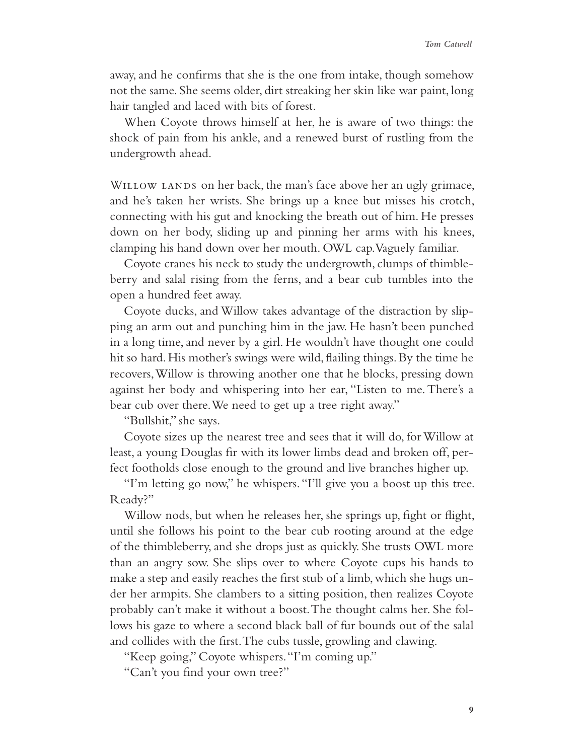away, and he confirms that she is the one from intake, though somehow not the same. She seems older, dirt streaking her skin like war paint, long hair tangled and laced with bits of forest.

When Coyote throws himself at her, he is aware of two things: the shock of pain from his ankle, and a renewed burst of rustling from the undergrowth ahead.

WILLOW LANDS on her back, the man's face above her an ugly grimace, and he's taken her wrists. She brings up a knee but misses his crotch, connecting with his gut and knocking the breath out of him. He presses down on her body, sliding up and pinning her arms with his knees, clamping his hand down over her mouth. OWL cap. Vaguely familiar.

Coyote cranes his neck to study the undergrowth, clumps of thimbleberry and salal rising from the ferns, and a bear cub tumbles into the open a hundred feet away.

Coyote ducks, and Willow takes advantage of the distraction by slipping an arm out and punching him in the jaw. He hasn't been punched in a long time, and never by a girl. He wouldn't have thought one could hit so hard. His mother's swings were wild, flailing things. By the time he recovers, Willow is throwing another one that he blocks, pressing down against her body and whispering into her ear, "Listen to me. There's a bear cub over there. We need to get up a tree right away."

"Bullshit," she says.

Coyote sizes up the nearest tree and sees that it will do, for Willow at least, a young Douglas fir with its lower limbs dead and broken off, perfect footholds close enough to the ground and live branches higher up.

"I'm letting go now," he whispers. "I'll give you a boost up this tree. Ready?"

Willow nods, but when he releases her, she springs up, fight or flight, until she follows his point to the bear cub rooting around at the edge of the thimbleberry, and she drops just as quickly. She trusts OWL more than an angry sow. She slips over to where Coyote cups his hands to make a step and easily reaches the first stub of a limb, which she hugs under her armpits. She clambers to a sitting position, then realizes Coyote probably can't make it without a boost. The thought calms her. She follows his gaze to where a second black ball of fur bounds out of the salal and collides with the first. The cubs tussle, growling and clawing.

"Keep going," Coyote whispers. "I'm coming up."

"Can't you find your own tree?"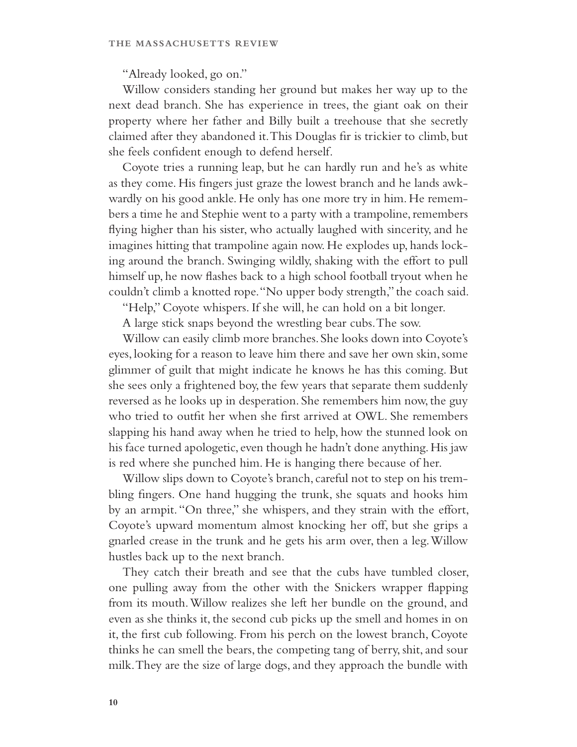"Already looked, go on."

Willow considers standing her ground but makes her way up to the next dead branch. She has experience in trees, the giant oak on their property where her father and Billy built a treehouse that she secretly claimed after they abandoned it. This Douglas fir is trickier to climb, but she feels confident enough to defend herself.

Coyote tries a running leap, but he can hardly run and he's as white as they come. His fingers just graze the lowest branch and he lands awkwardly on his good ankle. He only has one more try in him. He remembers a time he and Stephie went to a party with a trampoline, remembers flying higher than his sister, who actually laughed with sincerity, and he imagines hitting that trampoline again now. He explodes up, hands locking around the branch. Swinging wildly, shaking with the effort to pull himself up, he now flashes back to a high school football tryout when he couldn't climb a knotted rope. "No upper body strength," the coach said.

"Help," Coyote whispers. If she will, he can hold on a bit longer.

A large stick snaps beyond the wrestling bear cubs. The sow.

Willow can easily climb more branches. She looks down into Coyote's eyes, looking for a reason to leave him there and save her own skin, some glimmer of guilt that might indicate he knows he has this coming. But she sees only a frightened boy, the few years that separate them suddenly reversed as he looks up in desperation. She remembers him now, the guy who tried to outfit her when she first arrived at OWL. She remembers slapping his hand away when he tried to help, how the stunned look on his face turned apologetic, even though he hadn't done anything. His jaw is red where she punched him. He is hanging there because of her.

Willow slips down to Coyote's branch, careful not to step on his trembling fingers. One hand hugging the trunk, she squats and hooks him by an armpit. "On three," she whispers, and they strain with the effort, Coyote's upward momentum almost knocking her off, but she grips a gnarled crease in the trunk and he gets his arm over, then a leg. Willow hustles back up to the next branch.

They catch their breath and see that the cubs have tumbled closer, one pulling away from the other with the Snickers wrapper flapping from its mouth. Willow realizes she left her bundle on the ground, and even as she thinks it, the second cub picks up the smell and homes in on it, the first cub following. From his perch on the lowest branch, Coyote thinks he can smell the bears, the competing tang of berry, shit, and sour milk. They are the size of large dogs, and they approach the bundle with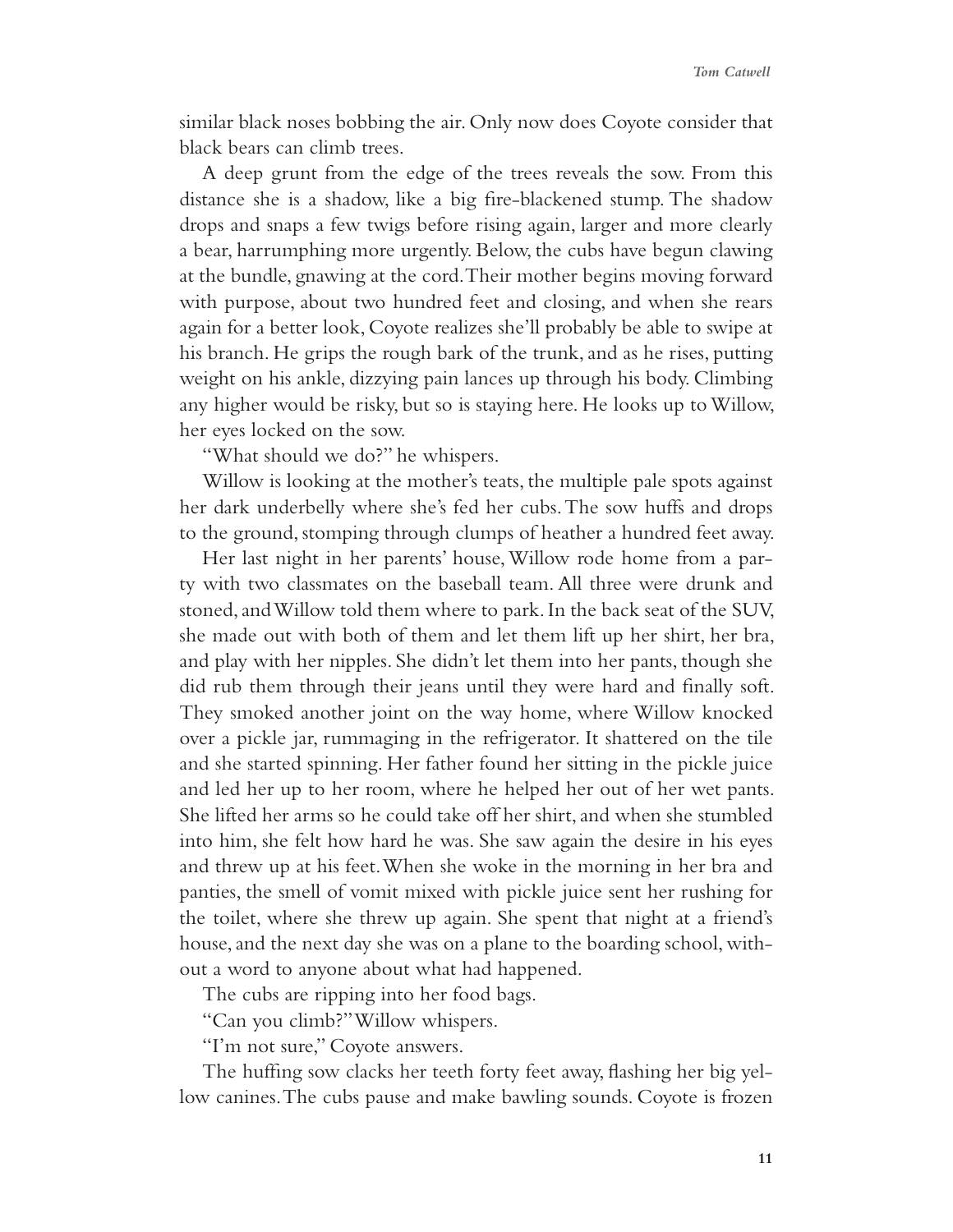similar black noses bobbing the air. Only now does Coyote consider that black bears can climb trees.

A deep grunt from the edge of the trees reveals the sow. From this distance she is a shadow, like a big fire-blackened stump. The shadow drops and snaps a few twigs before rising again, larger and more clearly a bear, harrumphing more urgently. Below, the cubs have begun clawing at the bundle, gnawing at the cord. Their mother begins moving forward with purpose, about two hundred feet and closing, and when she rears again for a better look, Coyote realizes she'll probably be able to swipe at his branch. He grips the rough bark of the trunk, and as he rises, putting weight on his ankle, dizzying pain lances up through his body. Climbing any higher would be risky, but so is staying here. He looks up to Willow, her eyes locked on the sow.

"What should we do?" he whispers.

Willow is looking at the mother's teats, the multiple pale spots against her dark underbelly where she's fed her cubs. The sow huffs and drops to the ground, stomping through clumps of heather a hundred feet away.

Her last night in her parents' house, Willow rode home from a party with two classmates on the baseball team. All three were drunk and stoned, and Willow told them where to park. In the back seat of the SUV, she made out with both of them and let them lift up her shirt, her bra, and play with her nipples. She didn't let them into her pants, though she did rub them through their jeans until they were hard and finally soft. They smoked another joint on the way home, where Willow knocked over a pickle jar, rummaging in the refrigerator. It shattered on the tile and she started spinning. Her father found her sitting in the pickle juice and led her up to her room, where he helped her out of her wet pants. She lifted her arms so he could take off her shirt, and when she stumbled into him, she felt how hard he was. She saw again the desire in his eyes and threw up at his feet. When she woke in the morning in her bra and panties, the smell of vomit mixed with pickle juice sent her rushing for the toilet, where she threw up again. She spent that night at a friend's house, and the next day she was on a plane to the boarding school, without a word to anyone about what had happened.

The cubs are ripping into her food bags.

"Can you climb?" Willow whispers.

"I'm not sure," Coyote answers.

The huffing sow clacks her teeth forty feet away, flashing her big yellow canines. The cubs pause and make bawling sounds. Coyote is frozen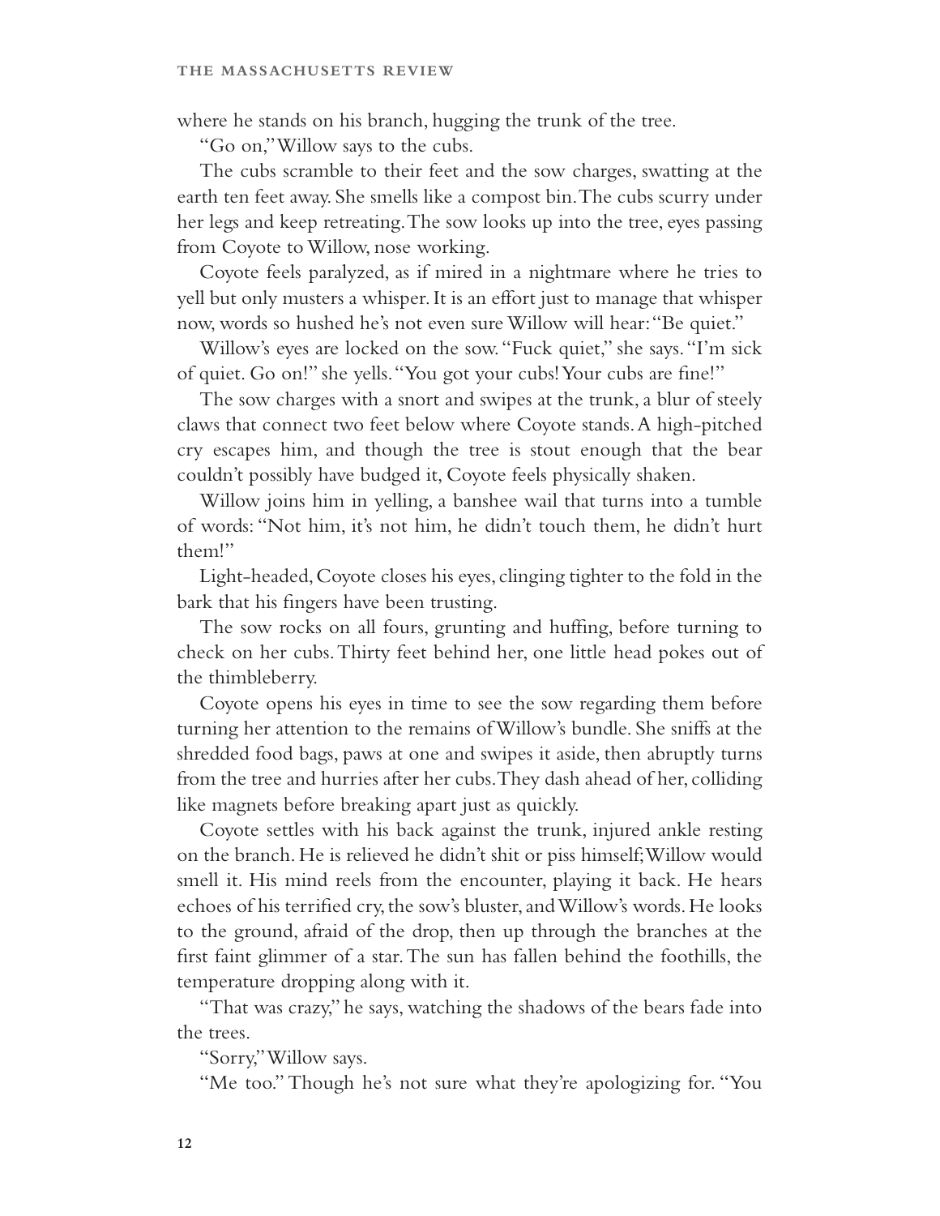where he stands on his branch, hugging the trunk of the tree.

"Go on," Willow says to the cubs.

The cubs scramble to their feet and the sow charges, swatting at the earth ten feet away. She smells like a compost bin. The cubs scurry under her legs and keep retreating. The sow looks up into the tree, eyes passing from Coyote to Willow, nose working.

Coyote feels paralyzed, as if mired in a nightmare where he tries to yell but only musters a whisper. It is an effort just to manage that whisper now, words so hushed he's not even sure Willow will hear: "Be quiet."

Willow's eyes are locked on the sow. "Fuck quiet," she says. "I'm sick of quiet. Go on!" she yells. "You got your cubs! Your cubs are fine!"

The sow charges with a snort and swipes at the trunk, a blur of steely claws that connect two feet below where Coyote stands. A high-pitched cry escapes him, and though the tree is stout enough that the bear couldn't possibly have budged it, Coyote feels physically shaken.

Willow joins him in yelling, a banshee wail that turns into a tumble of words: "Not him, it's not him, he didn't touch them, he didn't hurt them!"

Light-headed, Coyote closes his eyes, clinging tighter to the fold in the bark that his fingers have been trusting.

The sow rocks on all fours, grunting and huffing, before turning to check on her cubs. Thirty feet behind her, one little head pokes out of the thimbleberry.

Coyote opens his eyes in time to see the sow regarding them before turning her attention to the remains of Willow's bundle. She sniffs at the shredded food bags, paws at one and swipes it aside, then abruptly turns from the tree and hurries after her cubs. They dash ahead of her, colliding like magnets before breaking apart just as quickly.

Coyote settles with his back against the trunk, injured ankle resting on the branch. He is relieved he didn't shit or piss himself; Willow would smell it. His mind reels from the encounter, playing it back. He hears echoes of his terrified cry, the sow's bluster, and Willow's words. He looks to the ground, afraid of the drop, then up through the branches at the first faint glimmer of a star. The sun has fallen behind the foothills, the temperature dropping along with it.

"That was crazy," he says, watching the shadows of the bears fade into the trees.

"Sorry," Willow says.

"Me too." Though he's not sure what they're apologizing for. "You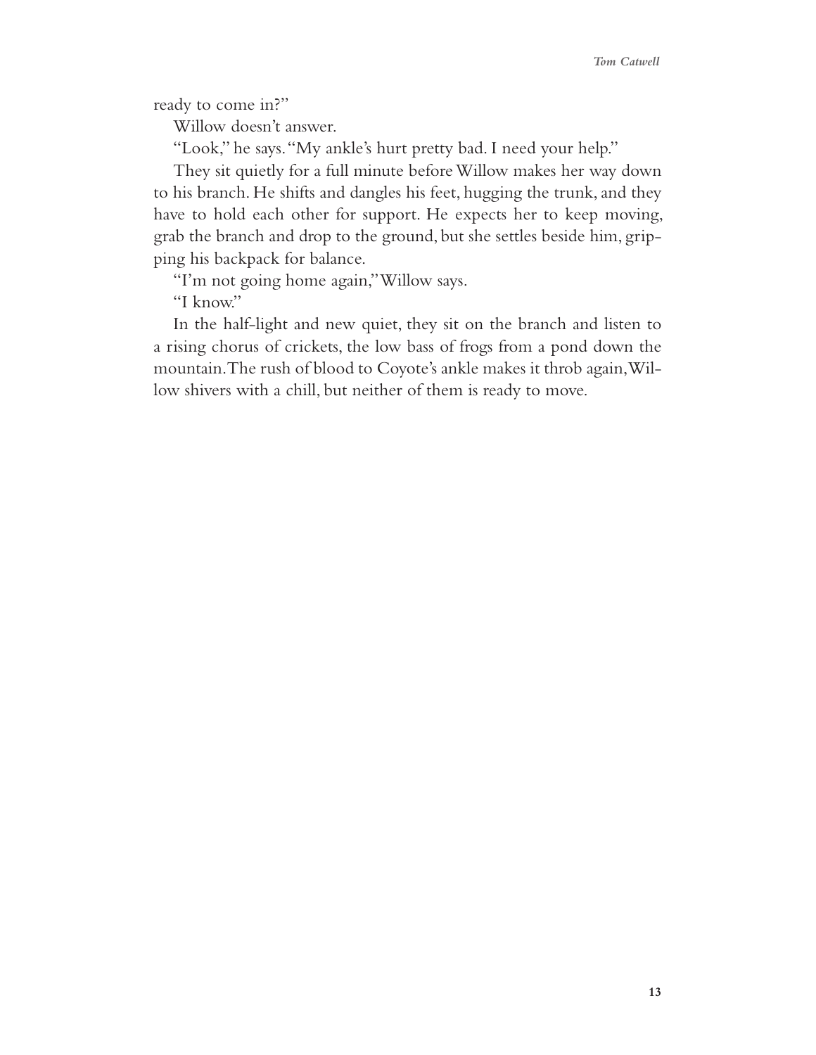ready to come in?"

Willow doesn't answer.

"Look," he says. "My ankle's hurt pretty bad. I need your help."

They sit quietly for a full minute before Willow makes her way down to his branch. He shifts and dangles his feet, hugging the trunk, and they have to hold each other for support. He expects her to keep moving, grab the branch and drop to the ground, but she settles beside him, gripping his backpack for balance.

"I'm not going home again," Willow says.

"I know."

In the half-light and new quiet, they sit on the branch and listen to a rising chorus of crickets, the low bass of frogs from a pond down the mountain. The rush of blood to Coyote's ankle makes it throb again, Willow shivers with a chill, but neither of them is ready to move.